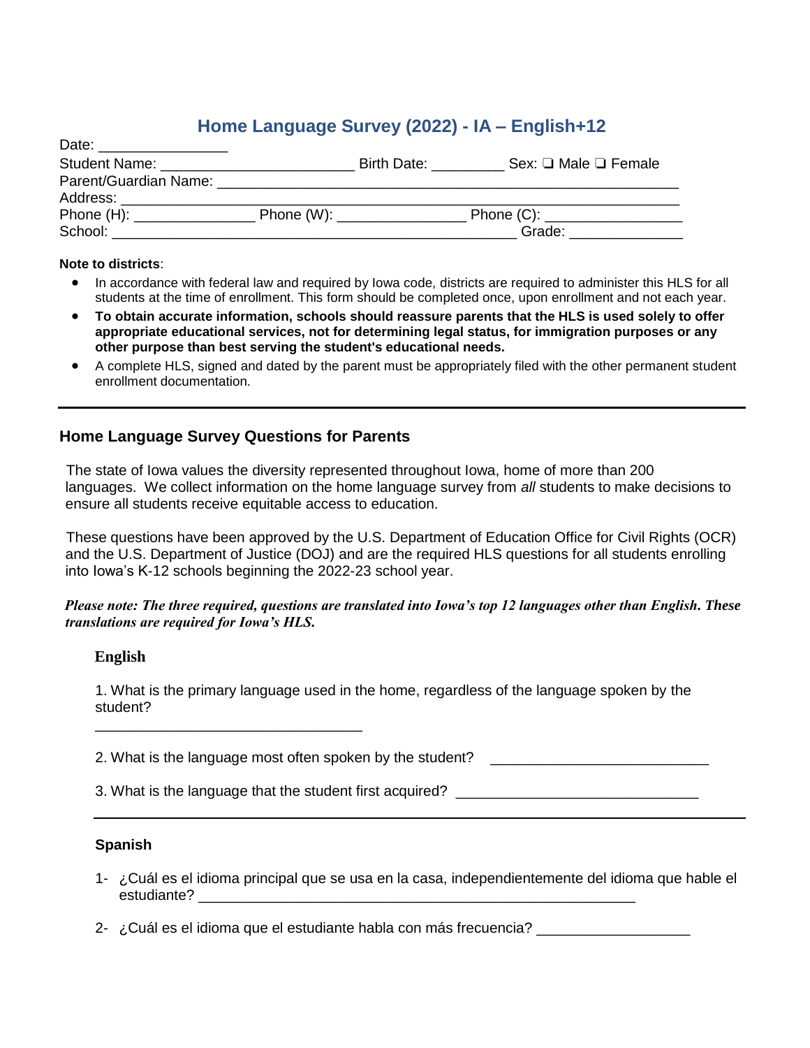# Home Language Survey (2022) - IA – English+12

Date: ________________

Student Name: ________________________ Birth Date: _________ Sex: ❑ Male ❑ Female

Parent/Guardian Name: ___________________________________________________________

Address: ________________________________________________________________________

Phone (H): _______________ Phone (W): ________________ Phone (C): _________________

School: ___________________________________________________ Grade: ______________

**Note to districts**:

- In accordance with federal law and required by Iowa code, districts are required to administer this HLS for all students at the time of enrollment. This form should be completed once, upon enrollment and not each year.
- **To obtain accurate information, schools should reassure parents that the HLS is used solely to offer appropriate educational services, not for determining legal status, for immigration purposes or any other purpose than best serving the student's educational needs.**
- A complete HLS, signed and dated by the parent must be appropriately filed with the other permanent student enrollment documentation.

---

## Home Language Survey Questions for Parents

The state of Iowa values the diversity represented throughout Iowa, home of more than 200 languages. We collect information on the home language survey from *all* students to make decisions to ensure all students receive equitable access to education.

These questions have been approved by the U.S. Department of Education Office for Civil Rights (OCR) and the U.S. Department of Justice (DOJ) and are the required HLS questions for all students enrolling into Iowa's K-12 schools beginning the 2022-23 school year.

***Please note: The three required, questions are translated into Iowa's top 12 languages other than English. These translations are required for Iowa's HLS.***

### English

1. What is the primary language used in the home, regardless of the language spoken by the student?

   _________________________________

2. What is the language most often spoken by the student? ___________________________

3. What is the language that the student first acquired? ______________________________

---

### Spanish

1- ¿Cuál es el idioma principal que se usa en la casa, independientemente del idioma que hable el estudiante? ______________________________________________________

2- ¿Cuál es el idioma que el estudiante habla con más frecuencia? ___________________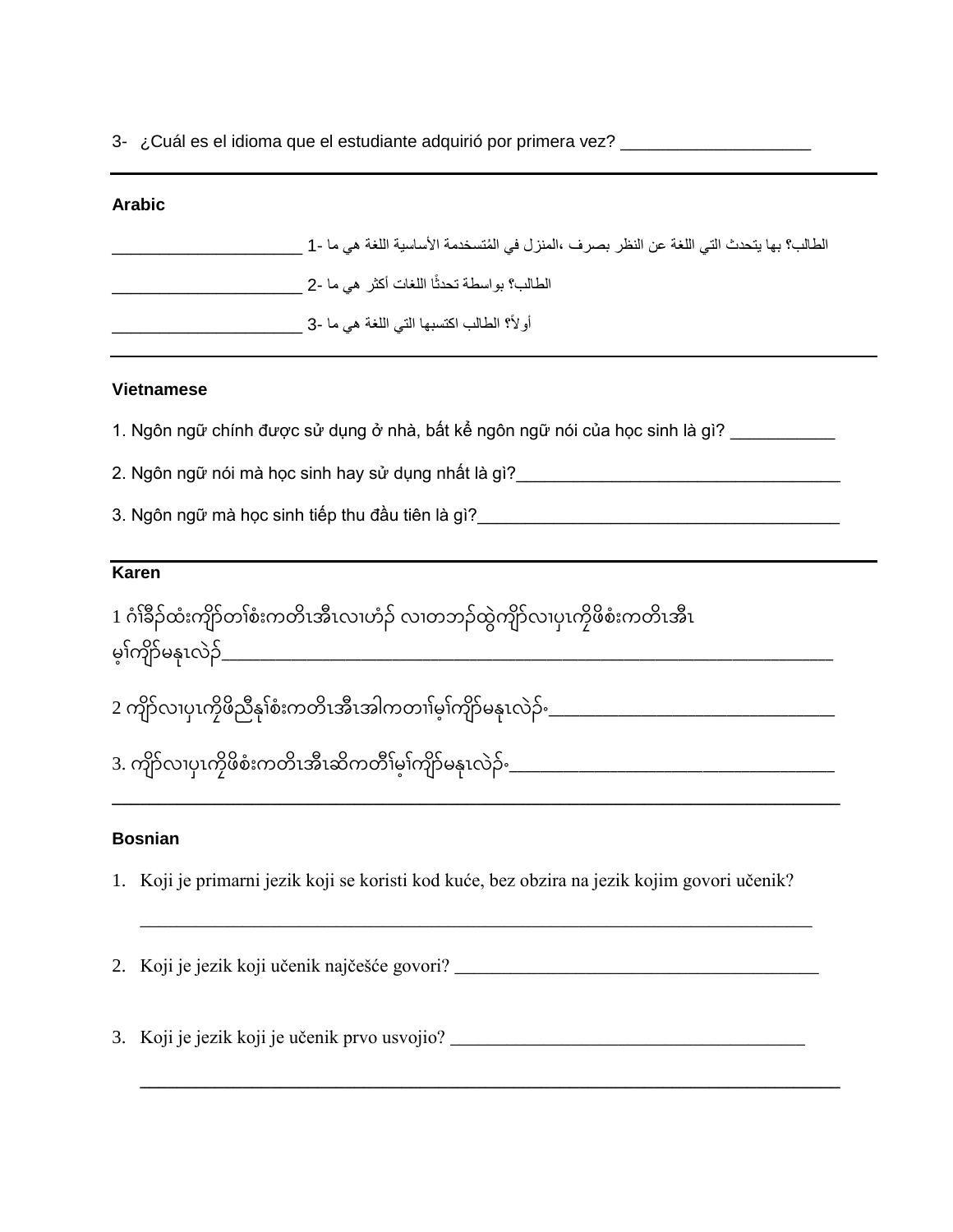3- ¿Cuál es el idioma que el estudiante adquirió por primera vez? ____________________

---

**Arabic**

1- ما هي اللغة الأساسية المُستخدمة في المنزل، بصرف النظر عن اللغة التي يتحدث بها الطالب؟ ______________________

2- ما هي أكثر اللغات تحدثًا بواسطة الطالب؟ ______________________

3- ما هي اللغة التي اكتسبها الطالب أولاً؟ ______________________

---

**Vietnamese**

1. Ngôn ngữ chính được sử dụng ở nhà, bất kể ngôn ngữ nói của học sinh là gì? ___________

2. Ngôn ngữ nói mà học sinh hay sử dụng nhất là gì?___________________________________

3. Ngôn ngữ mà học sinh tiếp thu đầu tiên là gì?_______________________________________

---

**Karen**

1 ဂ့ၢ်ခီဉ်ထံးကျိာ်တၢ်စံးကတိၤအီၤလၢဟံဉ် လၢတဘဉ်ထွဲကျိာ်လၢပှၤကိုဖိစံးကတိၤအီၤ မ့ၢ်ကျိာ်မနုၤလဲဉ်__________________________________________________________________

2 ကျိာ်လၢပှၤကိုဖိညီနုၢ်စံးကတိၤအီၤအါကတၢၢ်မ့ၢ်ကျိာ်မနုၤလဲဉ်.______________________________

3. ကျိာ်လၢပှၤကိုဖိစံးကတိၤအီၤဆိကတီၢ်မ့ၢ်ကျိာ်မနုၤလဲဉ်.__________________________________

---

**Bosnian**

1. Koji je primarni jezik koji se koristi kod kuće, bez obzira na jezik kojim govori učenik?

   ______________________________________________________________________________

2. Koji je jezik koji učenik najčešće govori? ________________________________________

3. Koji je jezik koji je učenik prvo usvojio? _______________________________________

   ______________________________________________________________________________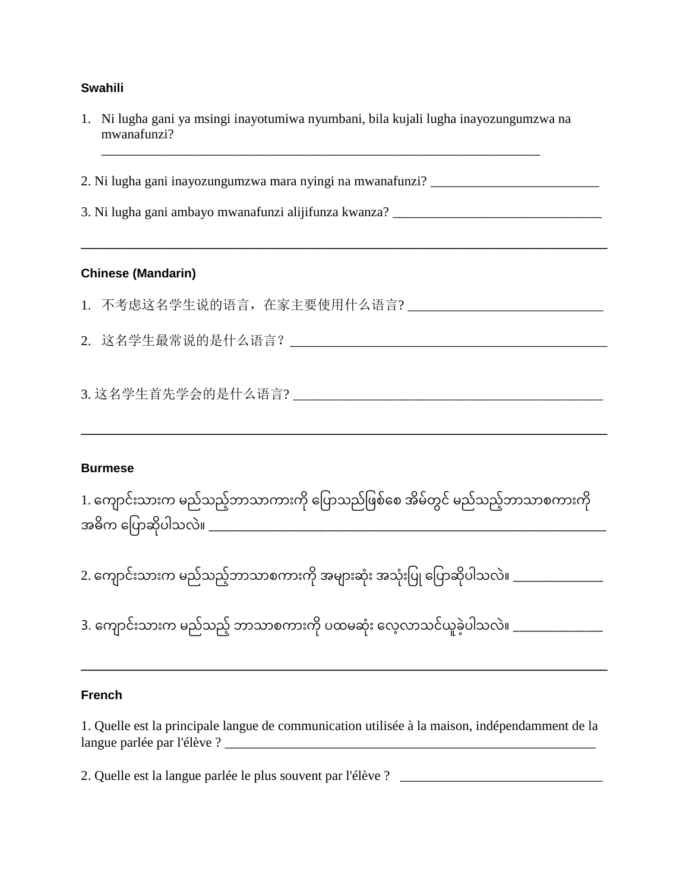**Swahili**

1. Ni lugha gani ya msingi inayotumiwa nyumbani, bila kujali lugha inayozungumzwa na mwanafunzi? ____________________________________________________________________

2. Ni lugha gani inayozungumzwa mara nyingi na mwanafunzi? __________________________

3. Ni lugha gani ambayo mwanafunzi alijifunza kwanza? ________________________________

---

**Chinese (Mandarin)**

1. 不考虑这名学生说的语言，在家主要使用什么语言? ______________________________

2. 这名学生最常说的是什么语言？ ________________________________________________

3. 这名学生首先学会的是什么语言? ________________________________________________

---

**Burmese**

1. ကျောင်းသားက မည်သည့်ဘာသာကားကို ပြောသည်ဖြစ်စေ အိမ်တွင် မည်သည့်ဘာသာစကားကို အဓိက ပြောဆိုပါသလဲ။ ____________________________________________________________

2. ကျောင်းသားက မည်သည့်ဘာသာစကားကို အများဆုံး အသုံးပြု ပြောဆိုပါသလဲ။ _____________

3. ကျောင်းသားက မည်သည့် ဘာသာစကားကို ပထမဆုံး လေ့လာသင်ယူခဲ့ပါသလဲ။ _____________

---

**French**

1. Quelle est la principale langue de communication utilisée à la maison, indépendamment de la langue parlée par l'élève ? ____________________________________________________________

2. Quelle est la langue parlée le plus souvent par l'élève ? _______________________________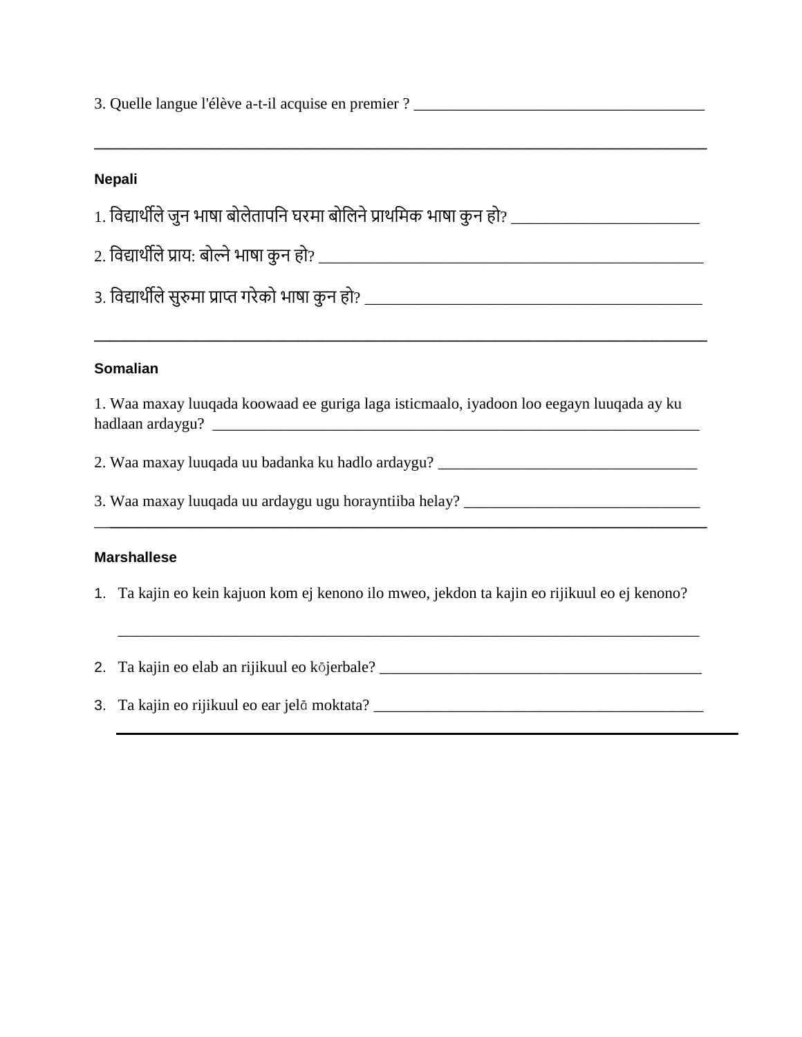3. Quelle langue l'élève a-t-il acquise en premier ? ____________________________________

---

**Nepali**

1. विद्यार्थीले जुन भाषा बोलेतापनि घरमा बोलिने प्राथमिक भाषा कुन हो? ______________________

2. विद्यार्थीले प्राय: बोल्ने भाषा कुन हो? ______________________________________________

3. विद्यार्थीले सुरुमा प्राप्त गरेको भाषा कुन हो? ________________________________________

---

**Somalian**

1. Waa maxay luuqada koowaad ee guriga laga isticmaalo, iyadoon loo eegayn luuqada ay ku hadlaan ardaygu? ____________________________________________________________

2. Waa maxay luuqada uu badanka ku hadlo ardaygu? _________________________________

3. Waa maxay luuqada uu ardaygu ugu horayntiiba helay? ______________________________

---

**Marshallese**

1. Ta kajin eo kein kajuon kom ej kenono ilo mweo, jekdon ta kajin eo rijikuul eo ej kenono?

   ____________________________________________________________________________

2. Ta kajin eo elab an rijikuul eo kōjerbale? _________________________________________

3. Ta kajin eo rijikuul eo ear jelā moktata? __________________________________________

---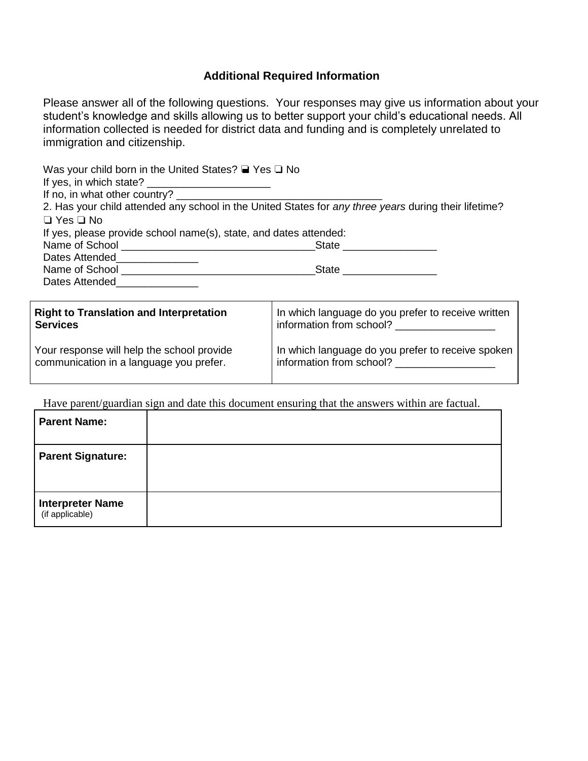## Additional Required Information

Please answer all of the following questions. Your responses may give us information about your student's knowledge and skills allowing us to better support your child's educational needs. All information collected is needed for district data and funding and is completely unrelated to immigration and citizenship.

Was your child born in the United States? ❑ Yes ❑ No
If yes, in which state? ____________________
If no, in what other country? ________________________________
2. Has your child attended any school in the United States for *any three years* during their lifetime?
❑ Yes ❑ No
If yes, please provide school name(s), state, and dates attended:
Name of School ______________________________State _______________
Dates Attended_____________
Name of School ______________________________State _______________
Dates Attended_____________

| | |
|---|---|
| **Right to Translation and Interpretation Services**<br><br>Your response will help the school provide communication in a language you prefer. | In which language do you prefer to receive written information from school? _______________<br><br>In which language do you prefer to receive spoken information from school? _______________ |

Have parent/guardian sign and date this document ensuring that the answers within are factual.

| | |
|---|---|
| **Parent Name:** | |
| **Parent Signature:** | |
| **Interpreter Name** (if applicable) | |